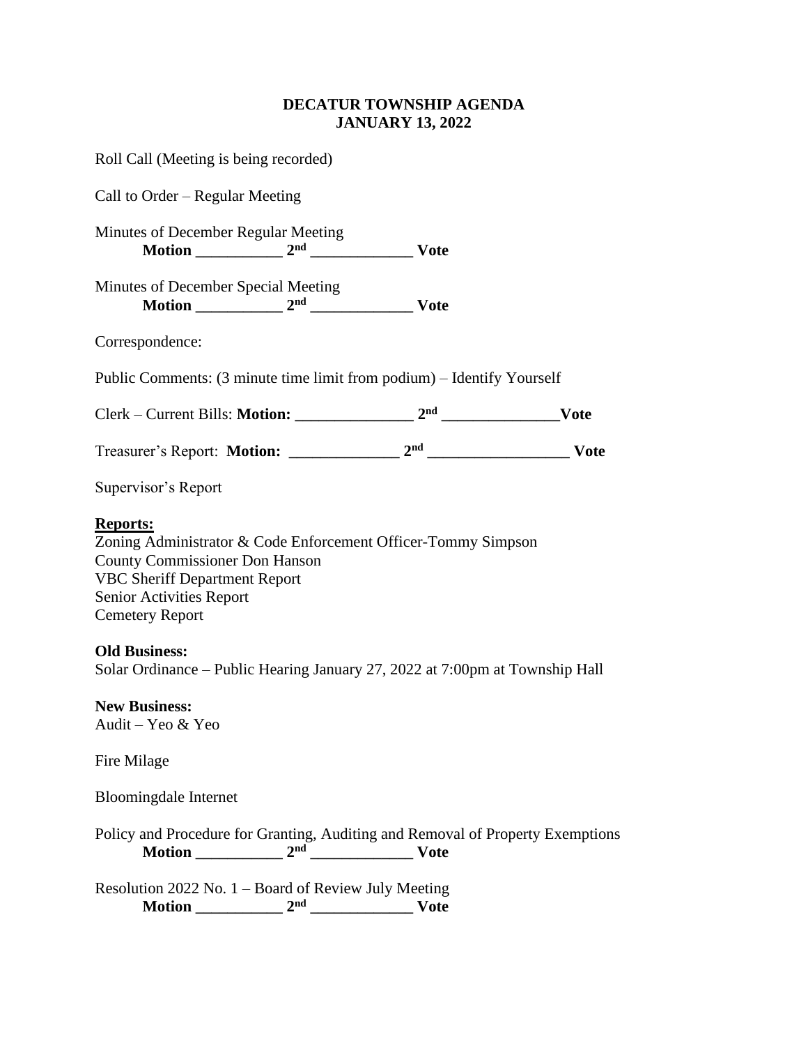# DECATUR TOWNSHIP AGENDA
# JANUARY 13, 2022

Roll Call (Meeting is being recorded)

Call to Order – Regular Meeting

Minutes of December Regular Meeting

**Motion ___________ 2nd _____________ Vote**

Minutes of December Special Meeting

**Motion ___________ 2nd _____________ Vote**

Correspondence:

Public Comments: (3 minute time limit from podium) – Identify Yourself

Clerk – Current Bills: **Motion: _______________ 2nd _______________Vote**

Treasurer's Report: **Motion: ______________ 2nd __________________ Vote**

Supervisor's Report

**Reports:**

Zoning Administrator & Code Enforcement Officer-Tommy Simpson
County Commissioner Don Hanson
VBC Sheriff Department Report
Senior Activities Report
Cemetery Report

**Old Business:**

Solar Ordinance – Public Hearing January 27, 2022 at 7:00pm at Township Hall

**New Business:**

Audit – Yeo & Yeo

Fire Milage

Bloomingdale Internet

Policy and Procedure for Granting, Auditing and Removal of Property Exemptions

**Motion ___________ 2nd _____________ Vote**

Resolution 2022 No. 1 – Board of Review July Meeting

**Motion ___________ 2nd _____________ Vote**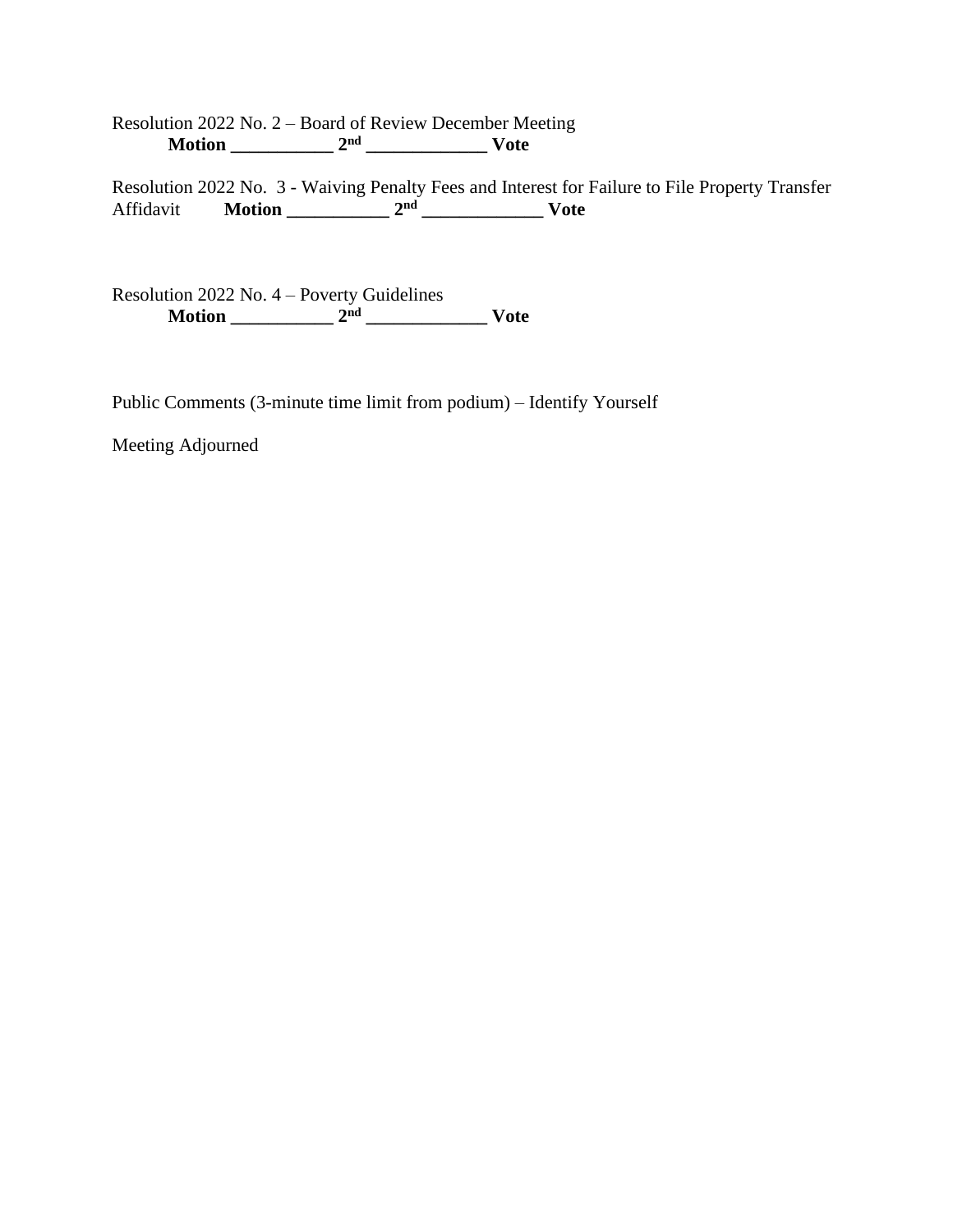Resolution 2022 No. 2 – Board of Review December Meeting

**Motion ___________ 2nd _____________ Vote**

Resolution 2022 No. 3 - Waiving Penalty Fees and Interest for Failure to File Property Transfer Affidavit **Motion ___________ 2nd _____________ Vote**

Resolution 2022 No. 4 – Poverty Guidelines

**Motion ___________ 2nd _____________ Vote**

Public Comments (3-minute time limit from podium) – Identify Yourself

Meeting Adjourned